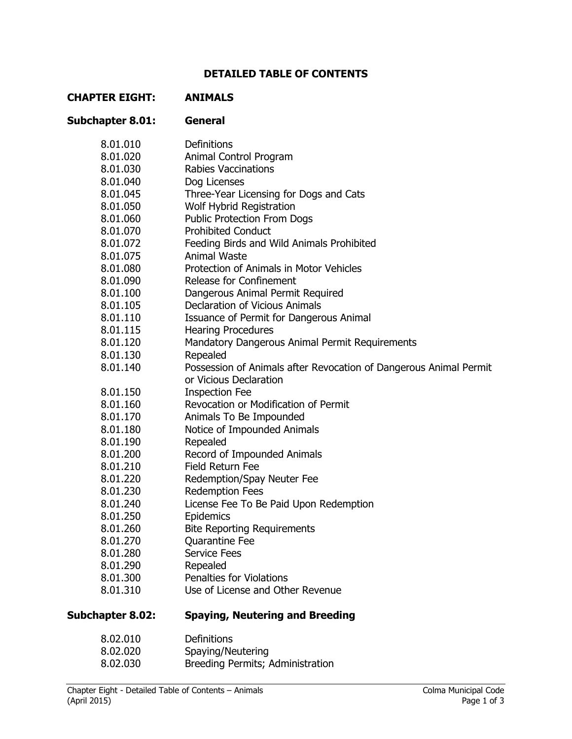# DETAILED TABLE OF CONTENTS

## CHAPTER EIGHT: ANIMALS

### Subchapter 8.01: General

| | |
|---|---|
| 8.01.010 | Definitions |
| 8.01.020 | Animal Control Program |
| 8.01.030 | Rabies Vaccinations |
| 8.01.040 | Dog Licenses |
| 8.01.045 | Three-Year Licensing for Dogs and Cats |
| 8.01.050 | Wolf Hybrid Registration |
| 8.01.060 | Public Protection From Dogs |
| 8.01.070 | Prohibited Conduct |
| 8.01.072 | Feeding Birds and Wild Animals Prohibited |
| 8.01.075 | Animal Waste |
| 8.01.080 | Protection of Animals in Motor Vehicles |
| 8.01.090 | Release for Confinement |
| 8.01.100 | Dangerous Animal Permit Required |
| 8.01.105 | Declaration of Vicious Animals |
| 8.01.110 | Issuance of Permit for Dangerous Animal |
| 8.01.115 | Hearing Procedures |
| 8.01.120 | Mandatory Dangerous Animal Permit Requirements |
| 8.01.130 | Repealed |
| 8.01.140 | Possession of Animals after Revocation of Dangerous Animal Permit or Vicious Declaration |
| 8.01.150 | Inspection Fee |
| 8.01.160 | Revocation or Modification of Permit |
| 8.01.170 | Animals To Be Impounded |
| 8.01.180 | Notice of Impounded Animals |
| 8.01.190 | Repealed |
| 8.01.200 | Record of Impounded Animals |
| 8.01.210 | Field Return Fee |
| 8.01.220 | Redemption/Spay Neuter Fee |
| 8.01.230 | Redemption Fees |
| 8.01.240 | License Fee To Be Paid Upon Redemption |
| 8.01.250 | Epidemics |
| 8.01.260 | Bite Reporting Requirements |
| 8.01.270 | Quarantine Fee |
| 8.01.280 | Service Fees |
| 8.01.290 | Repealed |
| 8.01.300 | Penalties for Violations |
| 8.01.310 | Use of License and Other Revenue |

### Subchapter 8.02: Spaying, Neutering and Breeding

| | |
|---|---|
| 8.02.010 | Definitions |
| 8.02.020 | Spaying/Neutering |
| 8.02.030 | Breeding Permits; Administration |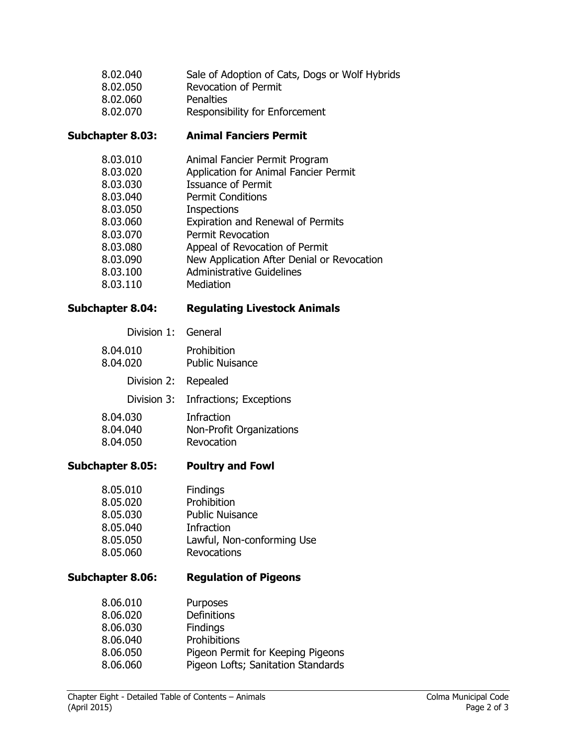8.02.040 Sale of Adoption of Cats, Dogs or Wolf Hybrids
8.02.050 Revocation of Permit
8.02.060 Penalties
8.02.070 Responsibility for Enforcement

## Subchapter 8.03: Animal Fanciers Permit

8.03.010 Animal Fancier Permit Program
8.03.020 Application for Animal Fancier Permit
8.03.030 Issuance of Permit
8.03.040 Permit Conditions
8.03.050 Inspections
8.03.060 Expiration and Renewal of Permits
8.03.070 Permit Revocation
8.03.080 Appeal of Revocation of Permit
8.03.090 New Application After Denial or Revocation
8.03.100 Administrative Guidelines
8.03.110 Mediation

## Subchapter 8.04: Regulating Livestock Animals

Division 1: General

8.04.010 Prohibition
8.04.020 Public Nuisance

Division 2: Repealed

Division 3: Infractions; Exceptions

8.04.030 Infraction
8.04.040 Non-Profit Organizations
8.04.050 Revocation

## Subchapter 8.05: Poultry and Fowl

8.05.010 Findings
8.05.020 Prohibition
8.05.030 Public Nuisance
8.05.040 Infraction
8.05.050 Lawful, Non-conforming Use
8.05.060 Revocations

## Subchapter 8.06: Regulation of Pigeons

8.06.010 Purposes
8.06.020 Definitions
8.06.030 Findings
8.06.040 Prohibitions
8.06.050 Pigeon Permit for Keeping Pigeons
8.06.060 Pigeon Lofts; Sanitation Standards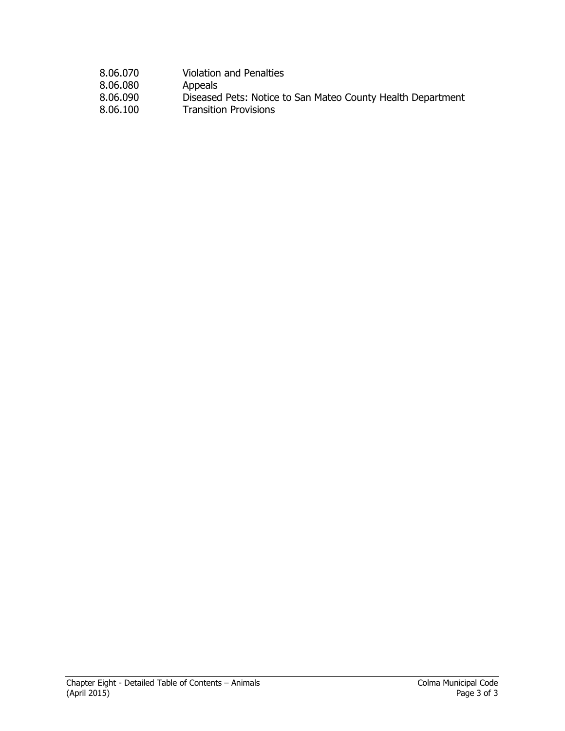| | |
|---|---|
| 8.06.070 | Violation and Penalties |
| 8.06.080 | Appeals |
| 8.06.090 | Diseased Pets: Notice to San Mateo County Health Department |
| 8.06.100 | Transition Provisions |